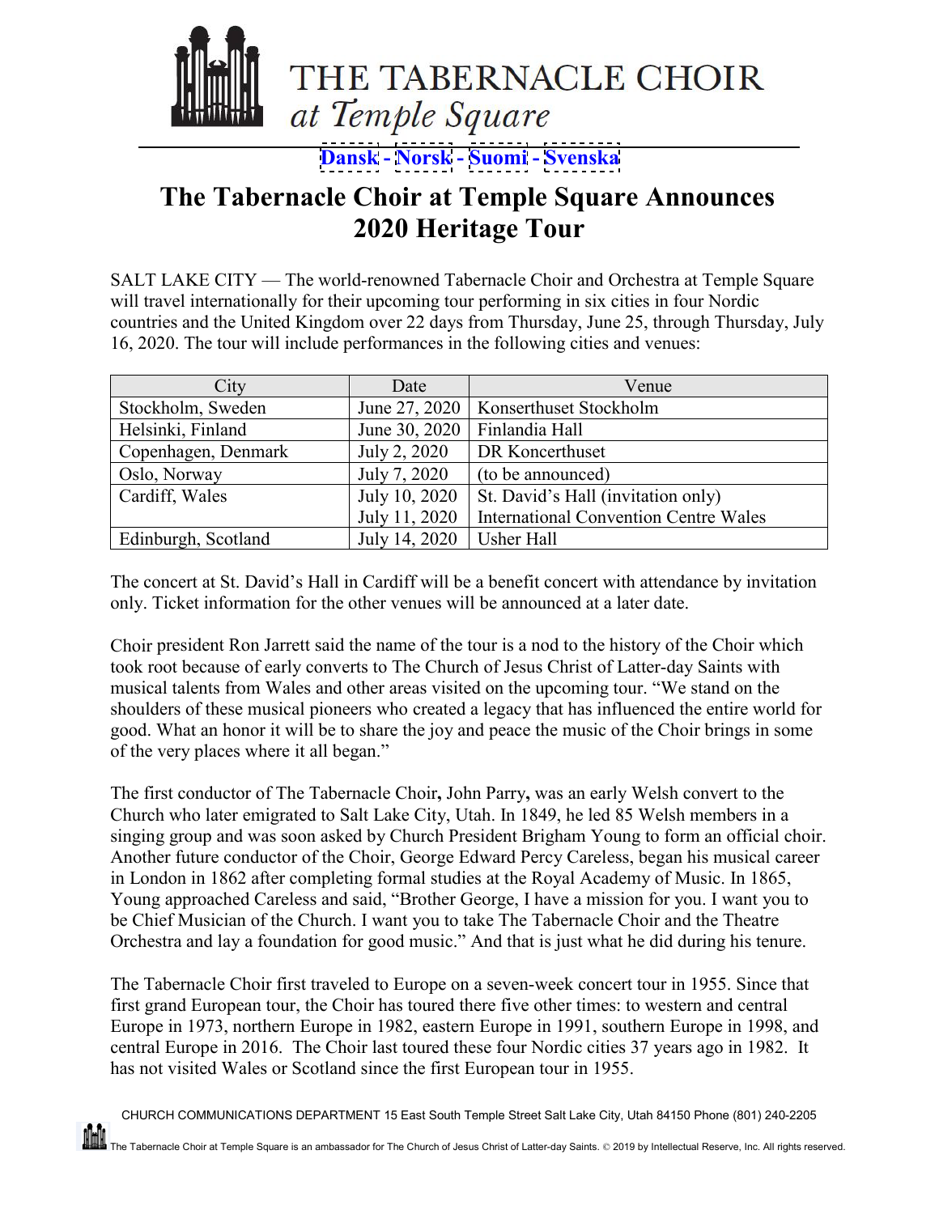THE TABERNACLE CHOIR
*at Temple Square*

Dansk - Norsk - Suomi - Svenska

# The Tabernacle Choir at Temple Square Announces 2020 Heritage Tour

SALT LAKE CITY — The world-renowned Tabernacle Choir and Orchestra at Temple Square will travel internationally for their upcoming tour performing in six cities in four Nordic countries and the United Kingdom over 22 days from Thursday, June 25, through Thursday, July 16, 2020. The tour will include performances in the following cities and venues:

| City | Date | Venue |
|---|---|---|
| Stockholm, Sweden | June 27, 2020 | Konserthuset Stockholm |
| Helsinki, Finland | June 30, 2020 | Finlandia Hall |
| Copenhagen, Denmark | July 2, 2020 | DR Koncerthuset |
| Oslo, Norway | July 7, 2020 | (to be announced) |
| Cardiff, Wales | July 10, 2020 | St. David's Hall (invitation only) |
| | July 11, 2020 | International Convention Centre Wales |
| Edinburgh, Scotland | July 14, 2020 | Usher Hall |

The concert at St. David's Hall in Cardiff will be a benefit concert with attendance by invitation only. Ticket information for the other venues will be announced at a later date.

Choir president Ron Jarrett said the name of the tour is a nod to the history of the Choir which took root because of early converts to The Church of Jesus Christ of Latter-day Saints with musical talents from Wales and other areas visited on the upcoming tour. "We stand on the shoulders of these musical pioneers who created a legacy that has influenced the entire world for good. What an honor it will be to share the joy and peace the music of the Choir brings in some of the very places where it all began."

The first conductor of The Tabernacle Choir**,** John Parry**,** was an early Welsh convert to the Church who later emigrated to Salt Lake City, Utah. In 1849, he led 85 Welsh members in a singing group and was soon asked by Church President Brigham Young to form an official choir. Another future conductor of the Choir, George Edward Percy Careless, began his musical career in London in 1862 after completing formal studies at the Royal Academy of Music. In 1865, Young approached Careless and said, "Brother George, I have a mission for you. I want you to be Chief Musician of the Church. I want you to take The Tabernacle Choir and the Theatre Orchestra and lay a foundation for good music." And that is just what he did during his tenure.

The Tabernacle Choir first traveled to Europe on a seven-week concert tour in 1955. Since that first grand European tour, the Choir has toured there five other times: to western and central Europe in 1973, northern Europe in 1982, eastern Europe in 1991, southern Europe in 1998, and central Europe in 2016. The Choir last toured these four Nordic cities 37 years ago in 1982. It has not visited Wales or Scotland since the first European tour in 1955.

CHURCH COMMUNICATIONS DEPARTMENT 15 East South Temple Street Salt Lake City, Utah 84150 Phone (801) 240-2205

The Tabernacle Choir at Temple Square is an ambassador for The Church of Jesus Christ of Latter-day Saints. © 2019 by Intellectual Reserve, Inc. All rights reserved.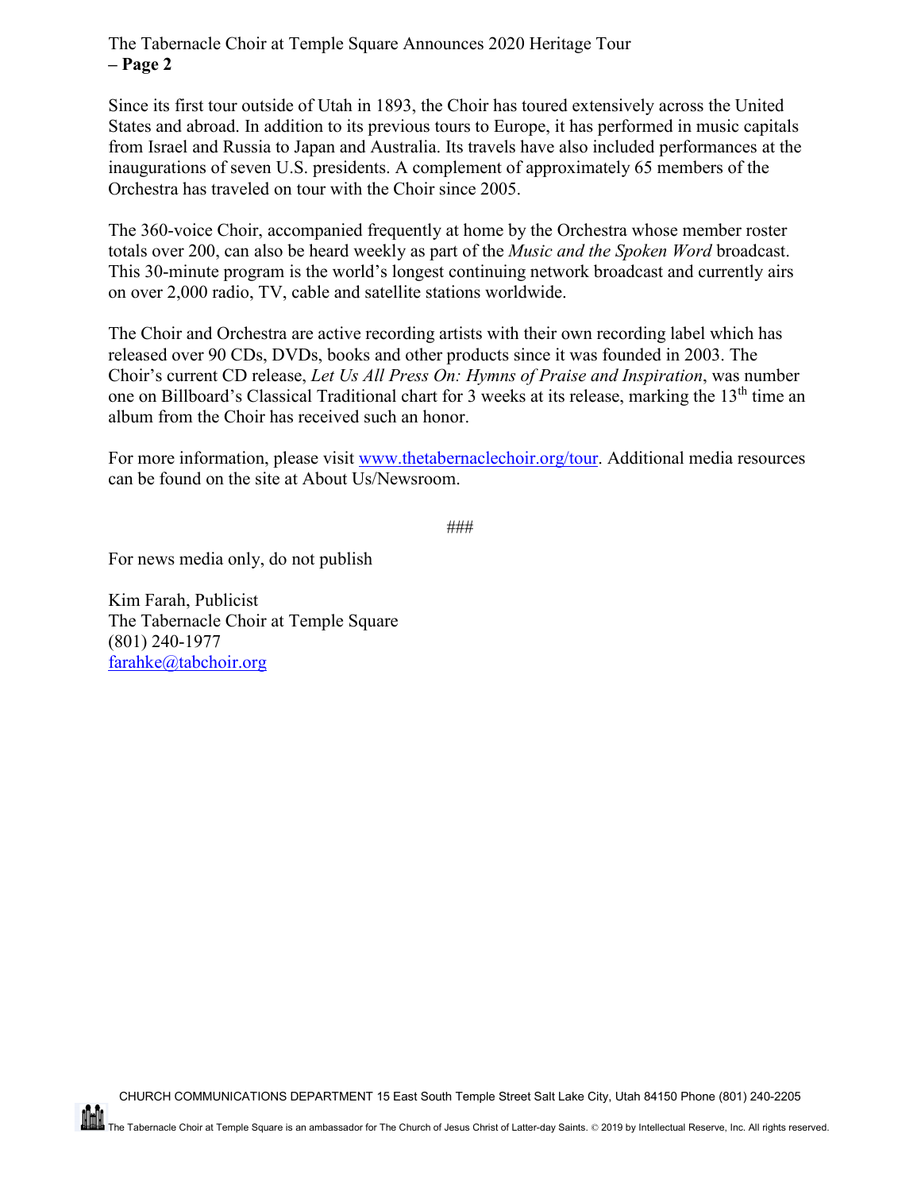Since its first tour outside of Utah in 1893, the Choir has toured extensively across the United States and abroad. In addition to its previous tours to Europe, it has performed in music capitals from Israel and Russia to Japan and Australia. Its travels have also included performances at the inaugurations of seven U.S. presidents. A complement of approximately 65 members of the Orchestra has traveled on tour with the Choir since 2005.

The 360-voice Choir, accompanied frequently at home by the Orchestra whose member roster totals over 200, can also be heard weekly as part of the *Music and the Spoken Word* broadcast. This 30-minute program is the world's longest continuing network broadcast and currently airs on over 2,000 radio, TV, cable and satellite stations worldwide.

The Choir and Orchestra are active recording artists with their own recording label which has released over 90 CDs, DVDs, books and other products since it was founded in 2003. The Choir's current CD release, *Let Us All Press On: Hymns of Praise and Inspiration*, was number one on Billboard's Classical Traditional chart for 3 weeks at its release, marking the 13th time an album from the Choir has received such an honor.

For more information, please visit [www.thetabernaclechoir.org/tour](www.thetabernaclechoir.org/tour). Additional media resources can be found on the site at About Us/Newsroom.

###

For news media only, do not publish

Kim Farah, Publicist
The Tabernacle Choir at Temple Square
(801) 240-1977
[farahke@tabchoir.org](mailto:farahke@tabchoir.org)

CHURCH COMMUNICATIONS DEPARTMENT 15 East South Temple Street Salt Lake City, Utah 84150 Phone (801) 240-2205

The Tabernacle Choir at Temple Square is an ambassador for The Church of Jesus Christ of Latter-day Saints. © 2019 by Intellectual Reserve, Inc. All rights reserved.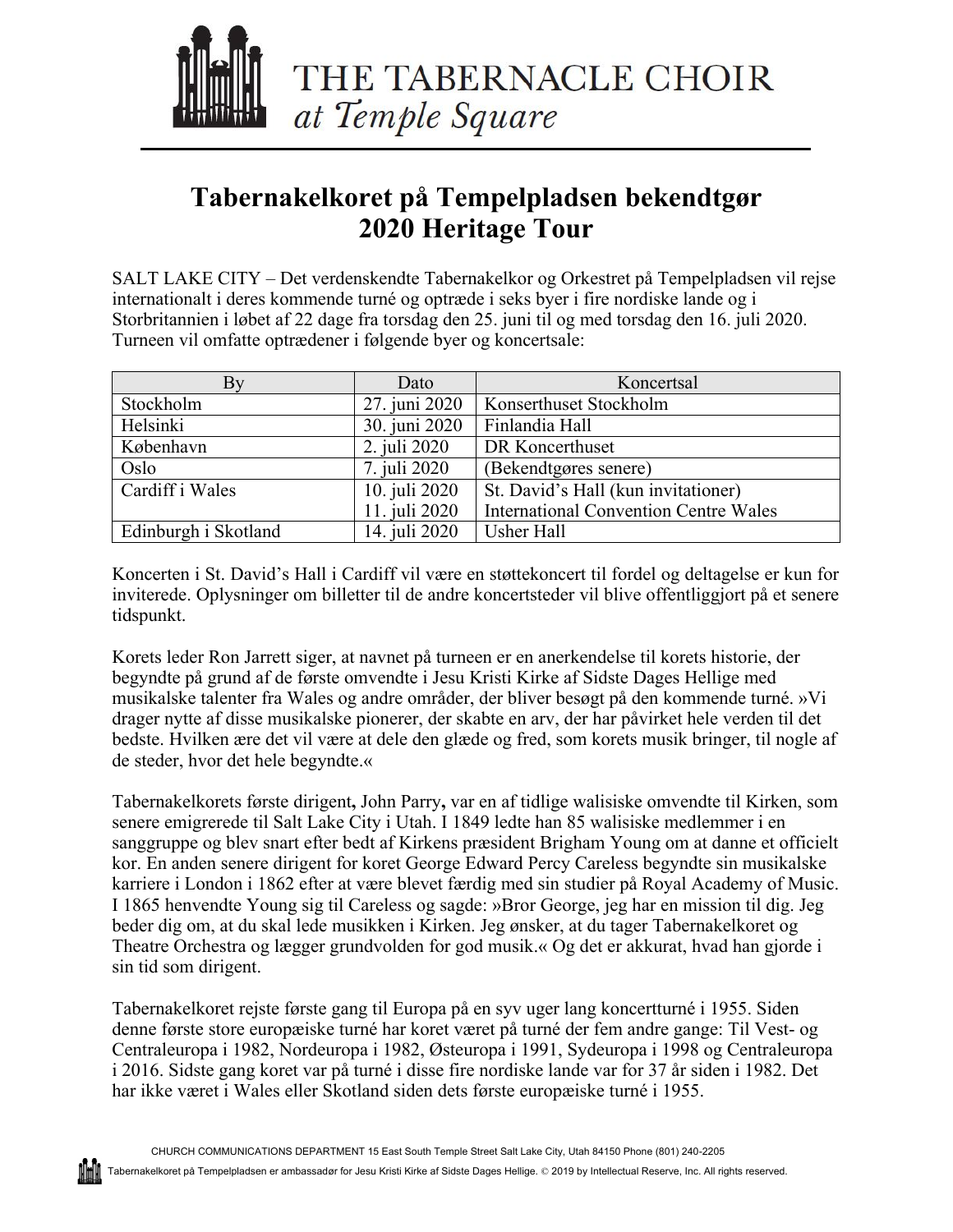# THE TABERNACLE CHOIR *at Temple Square*

## Tabernakelkoret på Tempelpladsen bekendtgør 2020 Heritage Tour

SALT LAKE CITY – Det verdenskendte Tabernakelkor og Orkestret på Tempelpladsen vil rejse internationalt i deres kommende turné og optræde i seks byer i fire nordiske lande og i Storbritannien i løbet af 22 dage fra torsdag den 25. juni til og med torsdag den 16. juli 2020. Turneen vil omfatte optrædener i følgende byer og koncertsale:

| By | Dato | Koncertsal |
|---|---|---|
| Stockholm | 27. juni 2020 | Konserthuset Stockholm |
| Helsinki | 30. juni 2020 | Finlandia Hall |
| København | 2. juli 2020 | DR Koncerthuset |
| Oslo | 7. juli 2020 | (Bekendtgøres senere) |
| Cardiff i Wales | 10. juli 2020 | St. David's Hall (kun invitationer) |
| | 11. juli 2020 | International Convention Centre Wales |
| Edinburgh i Skotland | 14. juli 2020 | Usher Hall |

Koncerten i St. David's Hall i Cardiff vil være en støttekoncert til fordel og deltagelse er kun for inviterede. Oplysninger om billetter til de andre koncertsteder vil blive offentliggjort på et senere tidspunkt.

Korets leder Ron Jarrett siger, at navnet på turneen er en anerkendelse til korets historie, der begyndte på grund af de første omvendte i Jesu Kristi Kirke af Sidste Dages Hellige med musikalske talenter fra Wales og andre områder, der bliver besøgt på den kommende turné. »Vi drager nytte af disse musikalske pionerer, der skabte en arv, der har påvirket hele verden til det bedste. Hvilken ære det vil være at dele den glæde og fred, som korets musik bringer, til nogle af de steder, hvor det hele begyndte.«

Tabernakelkorets første dirigent**, **John Parry**,** var en af tidlige walisiske omvendte til Kirken, som senere emigrerede til Salt Lake City i Utah. I 1849 ledte han 85 walisiske medlemmer i en sanggruppe og blev snart efter bedt af Kirkens præsident Brigham Young om at danne et officielt kor. En anden senere dirigent for koret George Edward Percy Careless begyndte sin musikalske karriere i London i 1862 efter at være blevet færdig med sin studier på Royal Academy of Music. I 1865 henvendte Young sig til Careless og sagde: »Bror George, jeg har en mission til dig. Jeg beder dig om, at du skal lede musikken i Kirken. Jeg ønsker, at du tager Tabernakelkoret og Theatre Orchestra og lægger grundvolden for god musik.« Og det er akkurat, hvad han gjorde i sin tid som dirigent.

Tabernakelkoret rejste første gang til Europa på en syv uger lang koncertturné i 1955. Siden denne første store europæiske turné har koret været på turné der fem andre gange: Til Vest- og Centraleuropa i 1982, Nordeuropa i 1982, Østeuropa i 1991, Sydeuropa i 1998 og Centraleuropa i 2016. Sidste gang koret var på turné i disse fire nordiske lande var for 37 år siden i 1982. Det har ikke været i Wales eller Skotland siden dets første europæiske turné i 1955.

CHURCH COMMUNICATIONS DEPARTMENT 15 East South Temple Street Salt Lake City, Utah 84150 Phone (801) 240-2205

Tabernakelkoret på Tempelpladsen er ambassadør for Jesu Kristi Kirke af Sidste Dages Hellige. © 2019 by Intellectual Reserve, Inc. All rights reserved.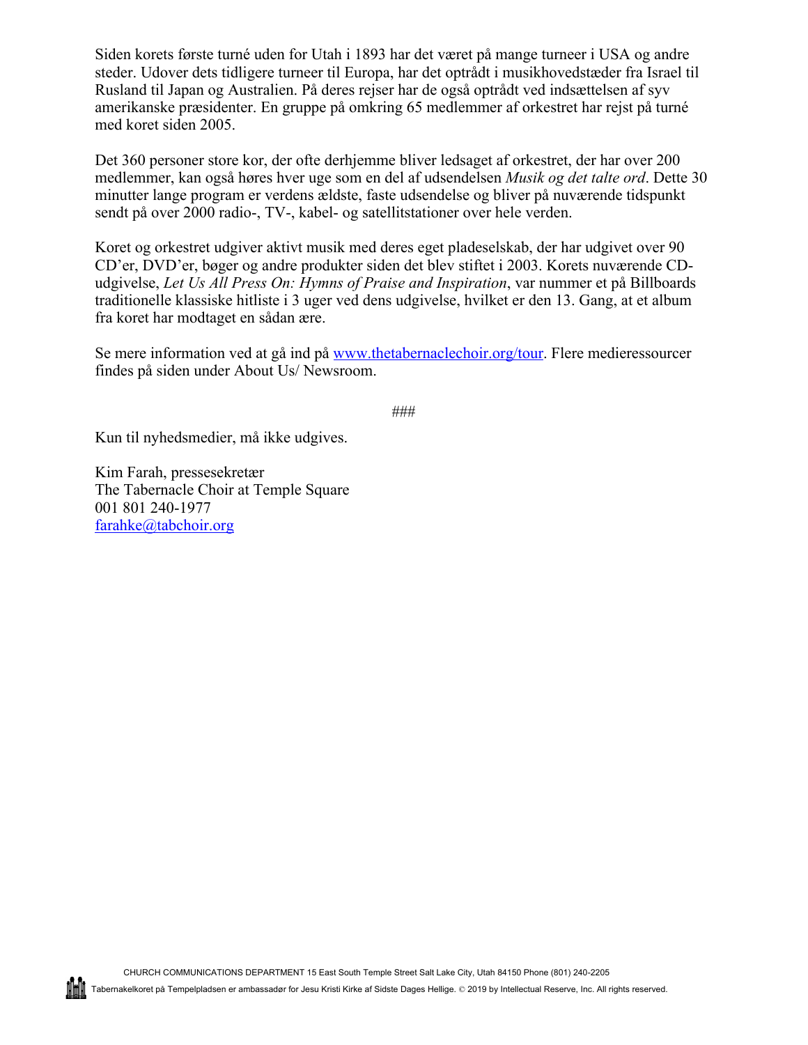Siden korets første turné uden for Utah i 1893 har det været på mange turneer i USA og andre steder. Udover dets tidligere turneer til Europa, har det optrådt i musikhovedstæder fra Israel til Rusland til Japan og Australien. På deres rejser har de også optrådt ved indsættelsen af syv amerikanske præsidenter. En gruppe på omkring 65 medlemmer af orkestret har rejst på turné med koret siden 2005.

Det 360 personer store kor, der ofte derhjemme bliver ledsaget af orkestret, der har over 200 medlemmer, kan også høres hver uge som en del af udsendelsen *Musik og det talte ord*. Dette 30 minutter lange program er verdens ældste, faste udsendelse og bliver på nuværende tidspunkt sendt på over 2000 radio-, TV-, kabel- og satellitstationer over hele verden.

Koret og orkestret udgiver aktivt musik med deres eget pladeselskab, der har udgivet over 90 CD'er, DVD'er, bøger og andre produkter siden det blev stiftet i 2003. Korets nuværende CD-udgivelse, *Let Us All Press On: Hymns of Praise and Inspiration*, var nummer et på Billboards traditionelle klassiske hitliste i 3 uger ved dens udgivelse, hvilket er den 13. Gang, at et album fra koret har modtaget en sådan ære.

Se mere information ved at gå ind på [www.thetabernaclechoir.org/tour](http://www.thetabernaclechoir.org/tour). Flere medieressourcer findes på siden under About Us/ Newsroom.

###

Kun til nyhedsmedier, må ikke udgives.

Kim Farah, pressesekretær
The Tabernacle Choir at Temple Square
001 801 240-1977
[farahke@tabchoir.org](mailto:farahke@tabchoir.org)

CHURCH COMMUNICATIONS DEPARTMENT 15 East South Temple Street Salt Lake City, Utah 84150 Phone (801) 240-2205

Tabernakelkoret på Tempelpladsen er ambassadør for Jesu Kristi Kirke af Sidste Dages Hellige. © 2019 by Intellectual Reserve, Inc. All rights reserved.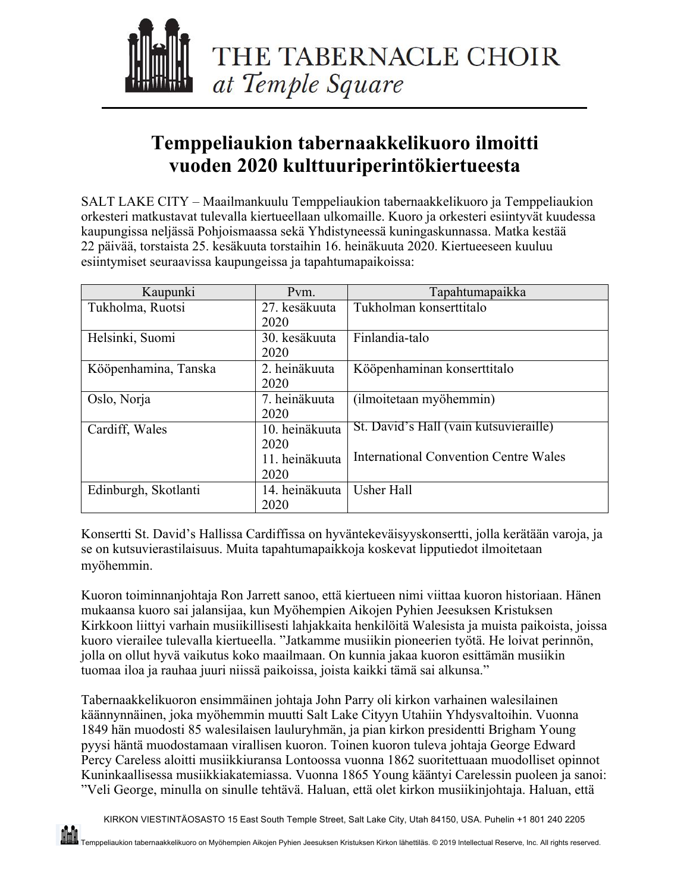THE TABERNACLE CHOIR
*at Temple Square*

# Temppeliaukion tabernaakkelikuoro ilmoitti vuoden 2020 kulttuuriperintökiertueesta

SALT LAKE CITY – Maailmankuulu Temppeliaukion tabernaakkelikuoro ja Temppeliaukion orkesteri matkustavat tulevalla kiertueellaan ulkomaille. Kuoro ja orkesteri esiintyvät kuudessa kaupungissa neljässä Pohjoismaassa sekä Yhdistyneessä kuningaskunnassa. Matka kestää 22 päivää, torstaista 25. kesäkuuta torstaihin 16. heinäkuuta 2020. Kiertueeseen kuuluu esiintymiset seuraavissa kaupungeissa ja tapahtumapaikoissa:

| Kaupunki | Pvm. | Tapahtumapaikka |
|---|---|---|
| Tukholma, Ruotsi | 27. kesäkuuta 2020 | Tukholman konserttitalo |
| Helsinki, Suomi | 30. kesäkuuta 2020 | Finlandia-talo |
| Kööpenhamina, Tanska | 2. heinäkuuta 2020 | Kööpenhaminan konserttitalo |
| Oslo, Norja | 7. heinäkuuta 2020 | (ilmoitetaan myöhemmin) |
| Cardiff, Wales | 10. heinäkuuta 2020<br>11. heinäkuuta 2020 | St. David’s Hall (vain kutsuvieraille)<br>International Convention Centre Wales |
| Edinburgh, Skotlanti | 14. heinäkuuta 2020 | Usher Hall |

Konsertti St. David’s Hallissa Cardiffissa on hyväntekeväisyyskonsertti, jolla kerätään varoja, ja se on kutsuvierastilaisuus. Muita tapahtumapaikkoja koskevat lipputiedot ilmoitetaan myöhemmin.

Kuoron toiminnanjohtaja Ron Jarrett sanoo, että kiertueen nimi viittaa kuoron historiaan. Hänen mukaansa kuoro sai jalansijaa, kun Myöhempien Aikojen Pyhien Jeesuksen Kristuksen Kirkkoon liittyi varhain musiikillisesti lahjakkaita henkilöitä Walesista ja muista paikoista, joissa kuoro vierailee tulevalla kiertueella. ”Jatkamme musiikin pioneerien työtä. He loivat perinnön, jolla on ollut hyvä vaikutus koko maailmaan. On kunnia jakaa kuoron esittämän musiikin tuomaa iloa ja rauhaa juuri niissä paikoissa, joista kaikki tämä sai alkunsa.”

Tabernaakkelikuoron ensimmäinen johtaja John Parry oli kirkon varhainen walesilainen käännynnäinen, joka myöhemmin muutti Salt Lake Cityyn Utahiin Yhdysvaltoihin. Vuonna 1849 hän muodosti 85 walesilaisen lauluryhmän, ja pian kirkon presidentti Brigham Young pyysi häntä muodostamaan virallisen kuoron. Toinen kuoron tuleva johtaja George Edward Percy Careless aloitti musiikkiuransa Lontoossa vuonna 1862 suoritettuaan muodolliset opinnot Kuninkaallisessa musiikkiakatemiassa. Vuonna 1865 Young kääntyi Carelessin puoleen ja sanoi: ”Veli George, minulla on sinulle tehtävä. Haluan, että olet kirkon musiikinjohtaja. Haluan, että

KIRKON VIESTINTÄOSASTO 15 East South Temple Street, Salt Lake City, Utah 84150, USA. Puhelin +1 801 240 2205

Temppeliaukion tabernaakkelikuoro on Myöhempien Aikojen Pyhien Jeesuksen Kristuksen Kirkon lähettiläs. © 2019 Intellectual Reserve, Inc. All rights reserved.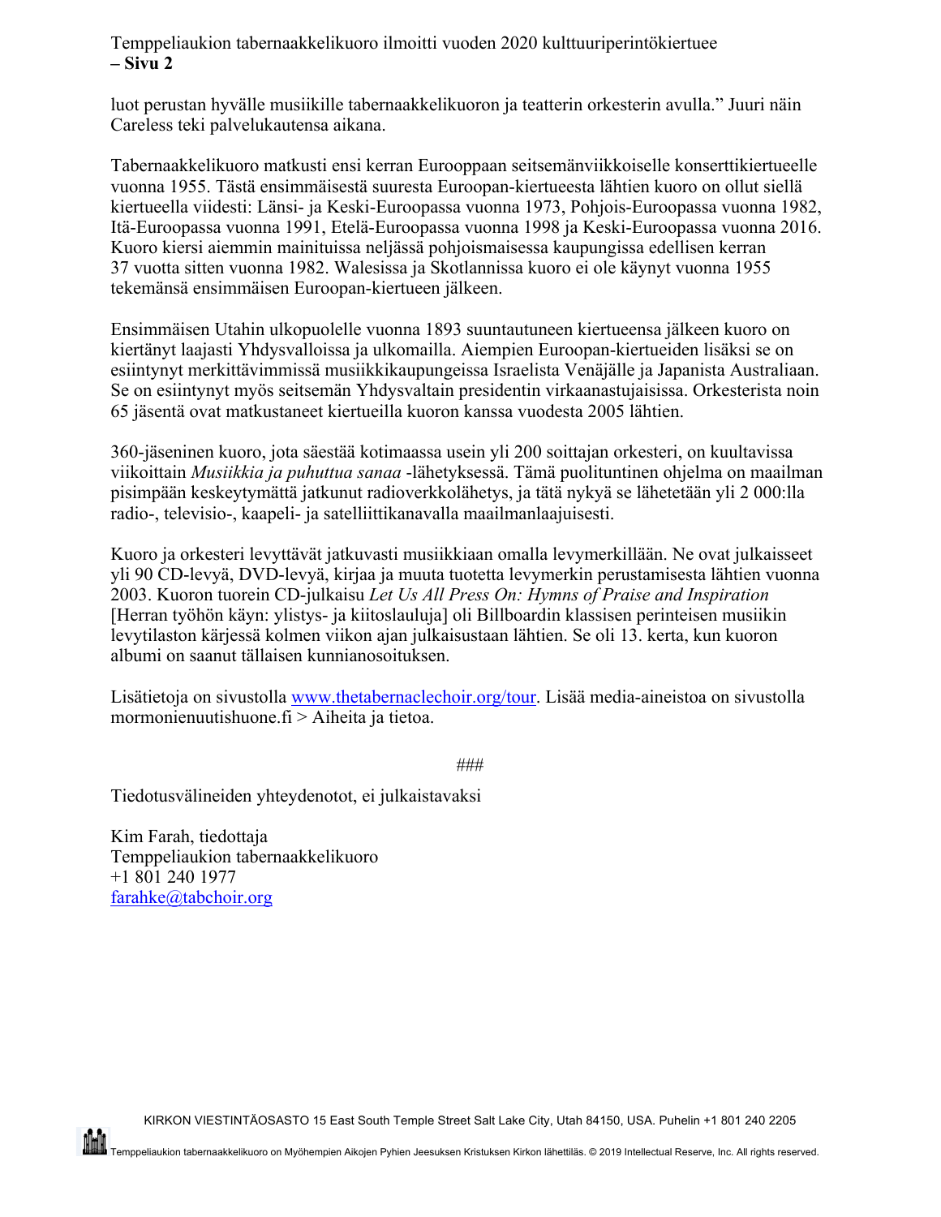luot perustan hyvälle musiikille tabernaakkelikuoron ja teatterin orkesterin avulla.” Juuri näin Careless teki palvelukautensa aikana.

Tabernaakkelikuoro matkusti ensi kerran Eurooppaan seitsemänviikkoiselle konserttikiertueelle vuonna 1955. Tästä ensimmäisestä suuresta Euroopan-kiertueesta lähtien kuoro on ollut siellä kiertueella viidesti: Länsi- ja Keski-Euroopassa vuonna 1973, Pohjois-Euroopassa vuonna 1982, Itä-Euroopassa vuonna 1991, Etelä-Euroopassa vuonna 1998 ja Keski-Euroopassa vuonna 2016. Kuoro kiersi aiemmin mainituissa neljässä pohjoismaisessa kaupungissa edellisen kerran 37 vuotta sitten vuonna 1982. Walesissa ja Skotlannissa kuoro ei ole käynyt vuonna 1955 tekemänsä ensimmäisen Euroopan-kiertueen jälkeen.

Ensimmäisen Utahin ulkopuolelle vuonna 1893 suuntautuneen kiertueensa jälkeen kuoro on kiertänyt laajasti Yhdysvalloissa ja ulkomailla. Aiempien Euroopan-kiertueiden lisäksi se on esiintynyt merkittävimmissä musiikkikaupungeissa Israelista Venäjälle ja Japanista Australiaan. Se on esiintynyt myös seitsemän Yhdysvaltain presidentin virkaanastujaisissa. Orkesterista noin 65 jäsentä ovat matkustaneet kiertueilla kuoron kanssa vuodesta 2005 lähtien.

360-jäseninen kuoro, jota säestää kotimaassa usein yli 200 soittajan orkesteri, on kuultavissa viikoittain *Musiikkia ja puhuttua sanaa* -lähetyksessä. Tämä puolituntinen ohjelma on maailman pisimpään keskeytymättä jatkunut radioverkkolähetys, ja tätä nykyä se lähetetään yli 2 000:lla radio-, televisio-, kaapeli- ja satelliittikanavalla maailmanlaajuisesti.

Kuoro ja orkesteri levyttävät jatkuvasti musiikkiaan omalla levymerkillään. Ne ovat julkaisseet yli 90 CD-levyä, DVD-levyä, kirjaa ja muuta tuotetta levymerkin perustamisesta lähtien vuonna 2003. Kuoron tuorein CD-julkaisu *Let Us All Press On: Hymns of Praise and Inspiration* [Herran työhön käyn: ylistys- ja kiitoslauluja] oli Billboardin klassisen perinteisen musiikin levytilaston kärjessä kolmen viikon ajan julkaisustaan lähtien. Se oli 13. kerta, kun kuoron albumi on saanut tällaisen kunnianosoituksen.

Lisätietoja on sivustolla [www.thetabernaclechoir.org/tour](http://www.thetabernaclechoir.org/tour). Lisää media-aineistoa on sivustolla mormonienuutishuone.fi > Aiheita ja tietoa.

###

Tiedotusvälineiden yhteydenotot, ei julkaistavaksi

Kim Farah, tiedottaja
Temppeliaukion tabernaakkelikuoro
+1 801 240 1977
[farahke@tabchoir.org](mailto:farahke@tabchoir.org)

KIRKON VIESTINTÄOSASTO 15 East South Temple Street Salt Lake City, Utah 84150, USA. Puhelin +1 801 240 2205

Temppeliaukion tabernaakkelikuoro on Myöhempien Aikojen Pyhien Jeesuksen Kristuksen Kirkon lähettiläs. © 2019 Intellectual Reserve, Inc. All rights reserved.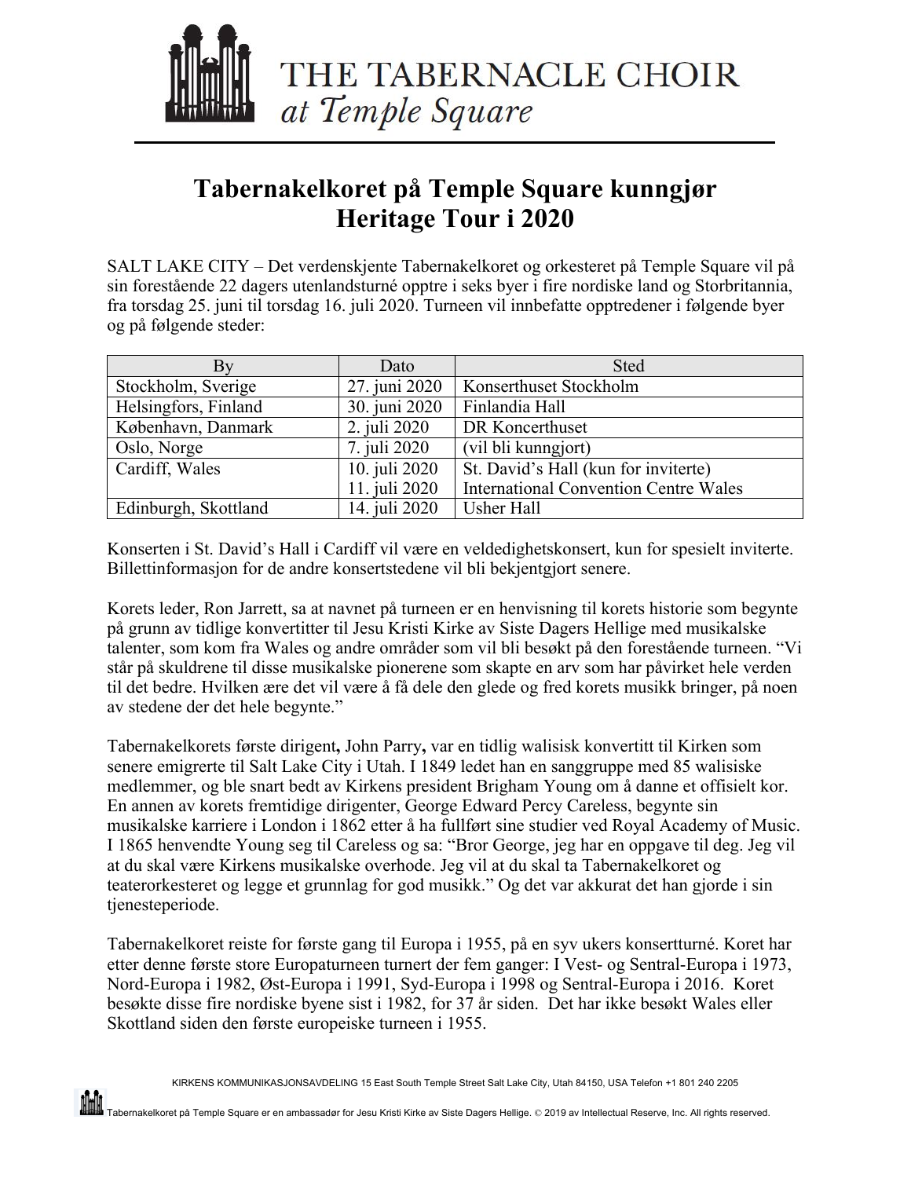THE TABERNACLE CHOIR
*at Temple Square*

# Tabernakelkoret på Temple Square kunngjør Heritage Tour i 2020

SALT LAKE CITY – Det verdenskjente Tabernakelkoret og orkesteret på Temple Square vil på sin forestående 22 dagers utenlandsturné opptre i seks byer i fire nordiske land og Storbritannia, fra torsdag 25. juni til torsdag 16. juli 2020. Turneen vil innbefatte opptredener i følgende byer og på følgende steder:

| By | Dato | Sted |
|---|---|---|
| Stockholm, Sverige | 27. juni 2020 | Konserthuset Stockholm |
| Helsingfors, Finland | 30. juni 2020 | Finlandia Hall |
| København, Danmark | 2. juli 2020 | DR Koncerthuset |
| Oslo, Norge | 7. juli 2020 | (vil bli kunngjort) |
| Cardiff, Wales | 10. juli 2020<br>11. juli 2020 | St. David's Hall (kun for inviterte)<br>International Convention Centre Wales |
| Edinburgh, Skottland | 14. juli 2020 | Usher Hall |

Konserten i St. David's Hall i Cardiff vil være en veldedighetskonsert, kun for spesielt inviterte. Billettinformasjon for de andre konsertstedene vil bli bekjentgjort senere.

Korets leder, Ron Jarrett, sa at navnet på turneen er en henvisning til korets historie som begynte på grunn av tidlige konvertitter til Jesu Kristi Kirke av Siste Dagers Hellige med musikalske talenter, som kom fra Wales og andre områder som vil bli besøkt på den forestående turneen. "Vi står på skuldrene til disse musikalske pionerene som skapte en arv som har påvirket hele verden til det bedre. Hvilken ære det vil være å få dele den glede og fred korets musikk bringer, på noen av stedene der det hele begynte."

Tabernakelkorets første dirigent**, John Parry,** var en tidlig walisisk konvertitt til Kirken som senere emigrerte til Salt Lake City i Utah. I 1849 ledet han en sanggruppe med 85 walisiske medlemmer, og ble snart bedt av Kirkens president Brigham Young om å danne et offisielt kor. En annen av korets fremtidige dirigenter, George Edward Percy Careless, begynte sin musikalske karriere i London i 1862 etter å ha fullført sine studier ved Royal Academy of Music. I 1865 henvendte Young seg til Careless og sa: "Bror George, jeg har en oppgave til deg. Jeg vil at du skal være Kirkens musikalske overhode. Jeg vil at du skal ta Tabernakelkoret og teaterorkesteret og legge et grunnlag for god musikk." Og det var akkurat det han gjorde i sin tjenesteperiode.

Tabernakelkoret reiste for første gang til Europa i 1955, på en syv ukers konsertturné. Koret har etter denne første store Europaturneen turnert der fem ganger: I Vest- og Sentral-Europa i 1973, Nord-Europa i 1982, Øst-Europa i 1991, Syd-Europa i 1998 og Sentral-Europa i 2016. Koret besøkte disse fire nordiske byene sist i 1982, for 37 år siden. Det har ikke besøkt Wales eller Skottland siden den første europeiske turneen i 1955.

KIRKENS KOMMUNIKASJONSAVDELING 15 East South Temple Street Salt Lake City, Utah 84150, USA Telefon +1 801 240 2205

Tabernakelkoret på Temple Square er en ambassadør for Jesu Kristi Kirke av Siste Dagers Hellige. © 2019 av Intellectual Reserve, Inc. All rights reserved.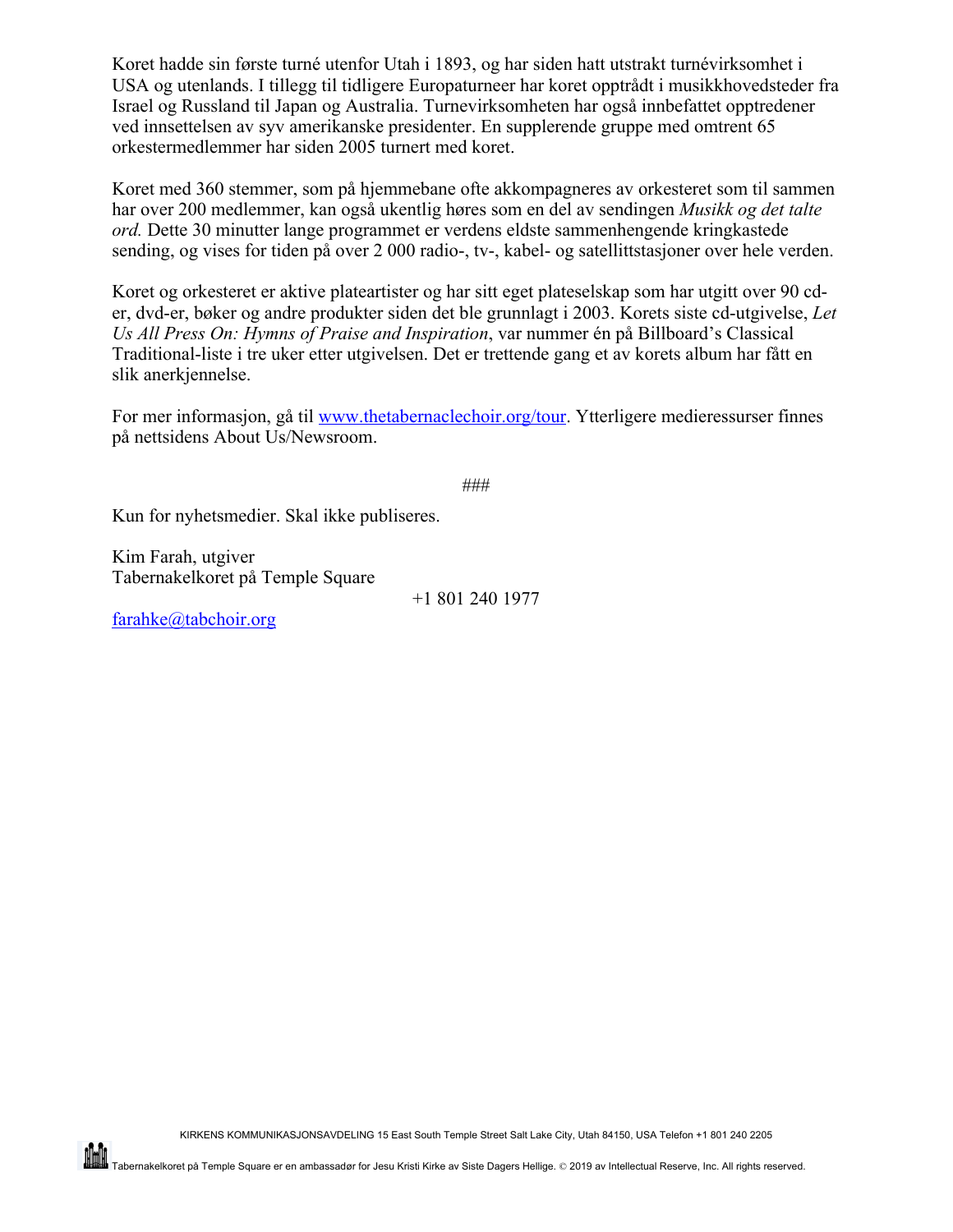Koret hadde sin første turné utenfor Utah i 1893, og har siden hatt utstrakt turnévirksomhet i USA og utenlands. I tillegg til tidligere Europaturneer har koret opptrådt i musikkhovedsteder fra Israel og Russland til Japan og Australia. Turnevirksomheten har også innbefattet opptredener ved innsettelsen av syv amerikanske presidenter. En supplerende gruppe med omtrent 65 orkestermedlemmer har siden 2005 turnert med koret.

Koret med 360 stemmer, som på hjemmebane ofte akkompagneres av orkesteret som til sammen har over 200 medlemmer, kan også ukentlig høres som en del av sendingen *Musikk og det talte ord.* Dette 30 minutter lange programmet er verdens eldste sammenhengende kringkastede sending, og vises for tiden på over 2 000 radio-, tv-, kabel- og satellittstasjoner over hele verden.

Koret og orkesteret er aktive plateartister og har sitt eget plateselskap som har utgitt over 90 cd-er, dvd-er, bøker og andre produkter siden det ble grunnlagt i 2003. Korets siste cd-utgivelse, *Let Us All Press On: Hymns of Praise and Inspiration*, var nummer én på Billboard's Classical Traditional-liste i tre uker etter utgivelsen. Det er trettende gang et av korets album har fått en slik anerkjennelse.

For mer informasjon, gå til [www.thetabernaclechoir.org/tour](http://www.thetabernaclechoir.org/tour). Ytterligere medieressurser finnes på nettsidens About Us/Newsroom.

###

Kun for nyhetsmedier. Skal ikke publiseres.

Kim Farah, utgiver
Tabernakelkoret på Temple Square
+1 801 240 1977
[farahke@tabchoir.org](mailto:farahke@tabchoir.org)

KIRKENS KOMMUNIKASJONSAVDELING 15 East South Temple Street Salt Lake City, Utah 84150, USA Telefon +1 801 240 2205

Tabernakelkoret på Temple Square er en ambassadør for Jesu Kristi Kirke av Siste Dagers Hellige. © 2019 av Intellectual Reserve, Inc. All rights reserved.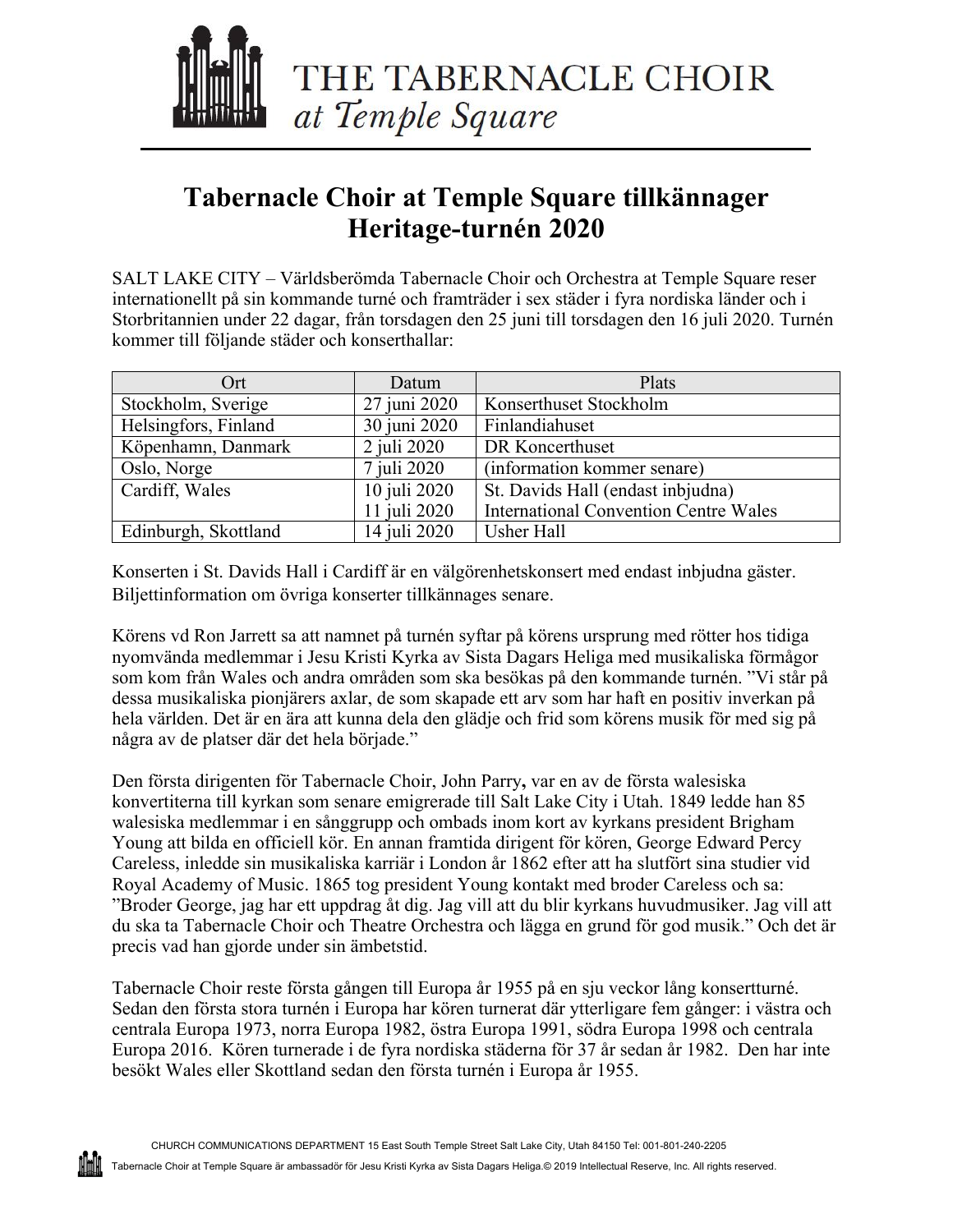THE TABERNACLE CHOIR
*at Temple Square*

# Tabernacle Choir at Temple Square tillkännager Heritage-turnén 2020

SALT LAKE CITY – Världsberömda Tabernacle Choir och Orchestra at Temple Square reser internationellt på sin kommande turné och framträder i sex städer i fyra nordiska länder och i Storbritannien under 22 dagar, från torsdagen den 25 juni till torsdagen den 16 juli 2020. Turnén kommer till följande städer och konserthallar:

| Ort | Datum | Plats |
|---|---|---|
| Stockholm, Sverige | 27 juni 2020 | Konserthuset Stockholm |
| Helsingfors, Finland | 30 juni 2020 | Finlandiahuset |
| Köpenhamn, Danmark | 2 juli 2020 | DR Koncerthuset |
| Oslo, Norge | 7 juli 2020 | (information kommer senare) |
| Cardiff, Wales | 10 juli 2020<br>11 juli 2020 | St. Davids Hall (endast inbjudna)<br>International Convention Centre Wales |
| Edinburgh, Skottland | 14 juli 2020 | Usher Hall |

Konserten i St. Davids Hall i Cardiff är en välgörenhetskonsert med endast inbjudna gäster. Biljettinformation om övriga konserter tillkännages senare.

Körens vd Ron Jarrett sa att namnet på turnén syftar på körens ursprung med rötter hos tidiga nyomvända medlemmar i Jesu Kristi Kyrka av Sista Dagars Heliga med musikaliska förmågor som kom från Wales och andra områden som ska besökas på den kommande turnén. ”Vi står på dessa musikaliska pionjärers axlar, de som skapade ett arv som har haft en positiv inverkan på hela världen. Det är en ära att kunna dela den glädje och frid som körens musik för med sig på några av de platser där det hela började.”

Den första dirigenten för Tabernacle Choir, John Parry**,** var en av de första walesiska konvertiterna till kyrkan som senare emigrerade till Salt Lake City i Utah. 1849 ledde han 85 walesiska medlemmar i en sånggrupp och ombads inom kort av kyrkans president Brigham Young att bilda en officiell kör. En annan framtida dirigent för kören, George Edward Percy Careless, inledde sin musikaliska karriär i London år 1862 efter att ha slutfört sina studier vid Royal Academy of Music. 1865 tog president Young kontakt med broder Careless och sa: ”Broder George, jag har ett uppdrag åt dig. Jag vill att du blir kyrkans huvudmusiker. Jag vill att du ska ta Tabernacle Choir och Theatre Orchestra och lägga en grund för god musik.” Och det är precis vad han gjorde under sin ämbetstid.

Tabernacle Choir reste första gången till Europa år 1955 på en sju veckor lång konsertturné. Sedan den första stora turnén i Europa har kören turnerat där ytterligare fem gånger: i västra och centrala Europa 1973, norra Europa 1982, östra Europa 1991, södra Europa 1998 och centrala Europa 2016. Kören turnerade i de fyra nordiska städerna för 37 år sedan år 1982. Den har inte besökt Wales eller Skottland sedan den första turnén i Europa år 1955.

CHURCH COMMUNICATIONS DEPARTMENT 15 East South Temple Street Salt Lake City, Utah 84150 Tel: 001-801-240-2205

Tabernacle Choir at Temple Square är ambassadör för Jesu Kristi Kyrka av Sista Dagars Heliga.© 2019 Intellectual Reserve, Inc. All rights reserved.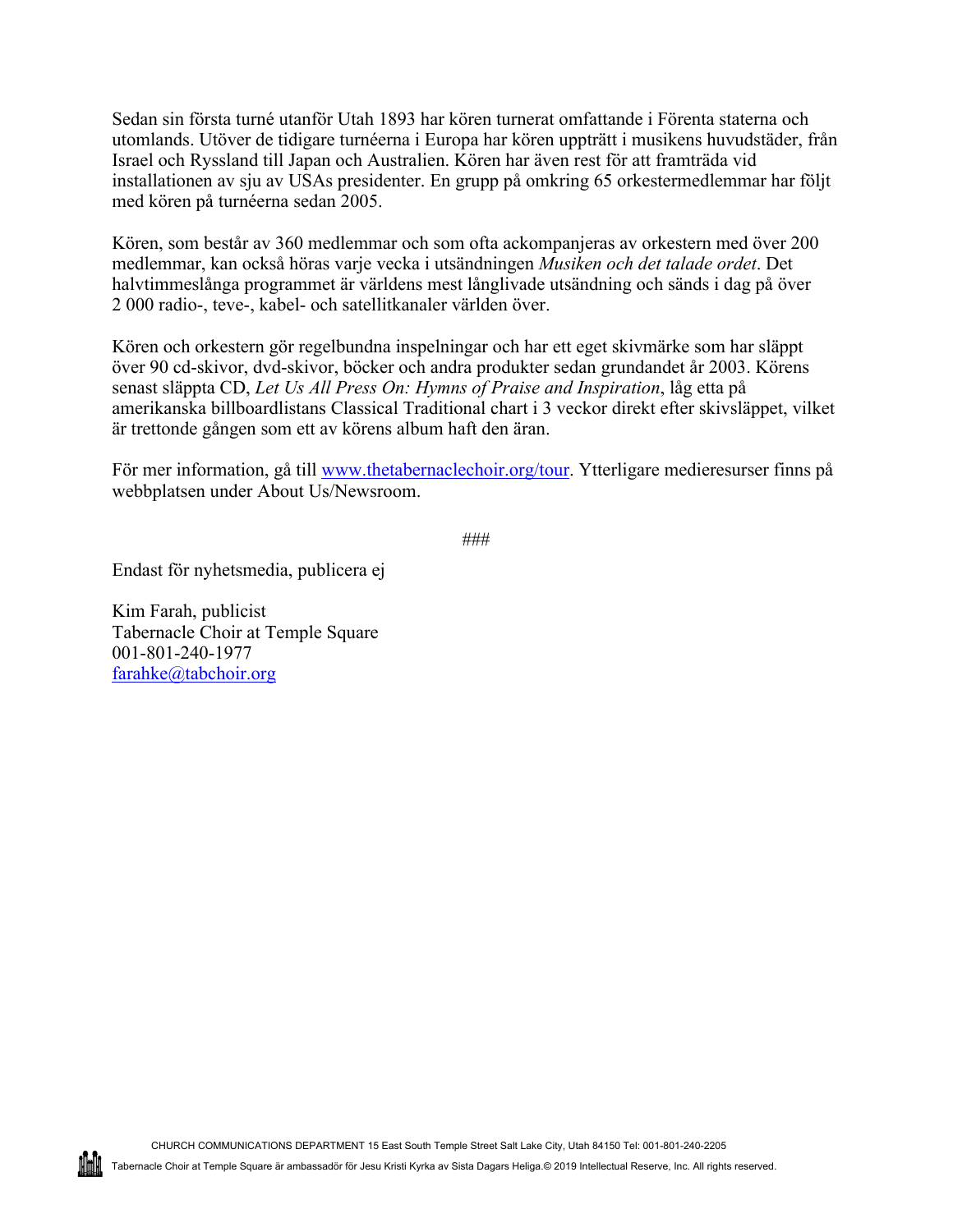Sedan sin första turné utanför Utah 1893 har kören turnerat omfattande i Förenta staterna och utomlands. Utöver de tidigare turnéerna i Europa har kören uppträtt i musikens huvudstäder, från Israel och Ryssland till Japan och Australien. Kören har även rest för att framträda vid installationen av sju av USAs presidenter. En grupp på omkring 65 orkestermedlemmar har följt med kören på turnéerna sedan 2005.

Kören, som består av 360 medlemmar och som ofta ackompanjeras av orkestern med över 200 medlemmar, kan också höras varje vecka i utsändningen *Musiken och det talade ordet*. Det halvtimmeslånga programmet är världens mest långlivade utsändning och sänds i dag på över 2 000 radio-, teve-, kabel- och satellitkanaler världen över.

Kören och orkestern gör regelbundna inspelningar och har ett eget skivmärke som har släppt över 90 cd-skivor, dvd-skivor, böcker och andra produkter sedan grundandet år 2003. Körens senast släppta CD, *Let Us All Press On: Hymns of Praise and Inspiration*, låg etta på amerikanska billboardlistans Classical Traditional chart i 3 veckor direkt efter skivsläppet, vilket är trettonde gången som ett av körens album haft den äran.

För mer information, gå till [www.thetabernaclechoir.org/tour](http://www.thetabernaclechoir.org/tour). Ytterligare medieresurser finns på webbplatsen under About Us/Newsroom.

###

Endast för nyhetsmedia, publicera ej

Kim Farah, publicist
Tabernacle Choir at Temple Square
001-801-240-1977
[farahke@tabchoir.org](mailto:farahke@tabchoir.org)

CHURCH COMMUNICATIONS DEPARTMENT 15 East South Temple Street Salt Lake City, Utah 84150 Tel: 001-801-240-2205

Tabernacle Choir at Temple Square är ambassadör för Jesu Kristi Kyrka av Sista Dagars Heliga.© 2019 Intellectual Reserve, Inc. All rights reserved.